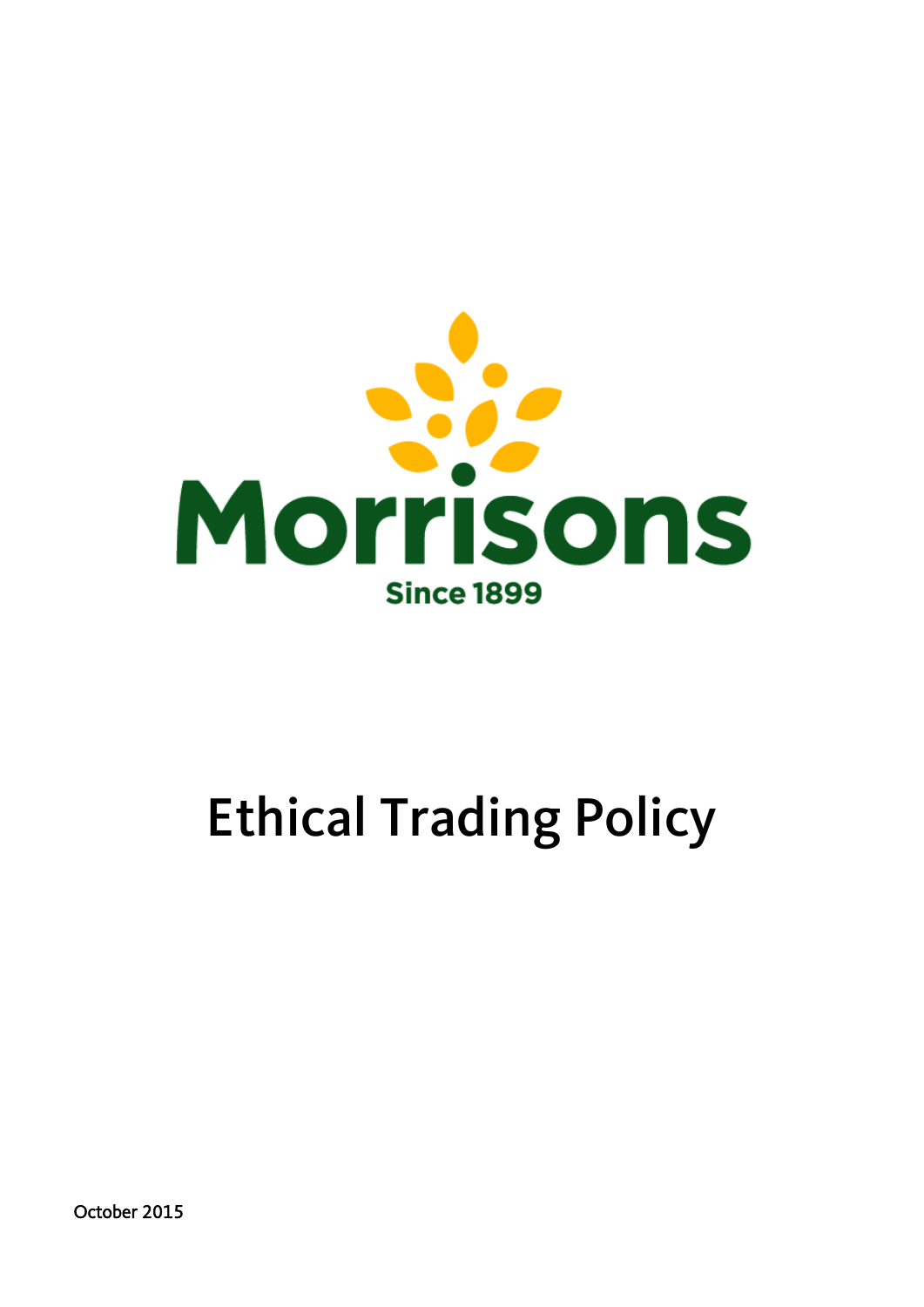Morrisons

Since 1899

# Ethical Trading Policy

October 2015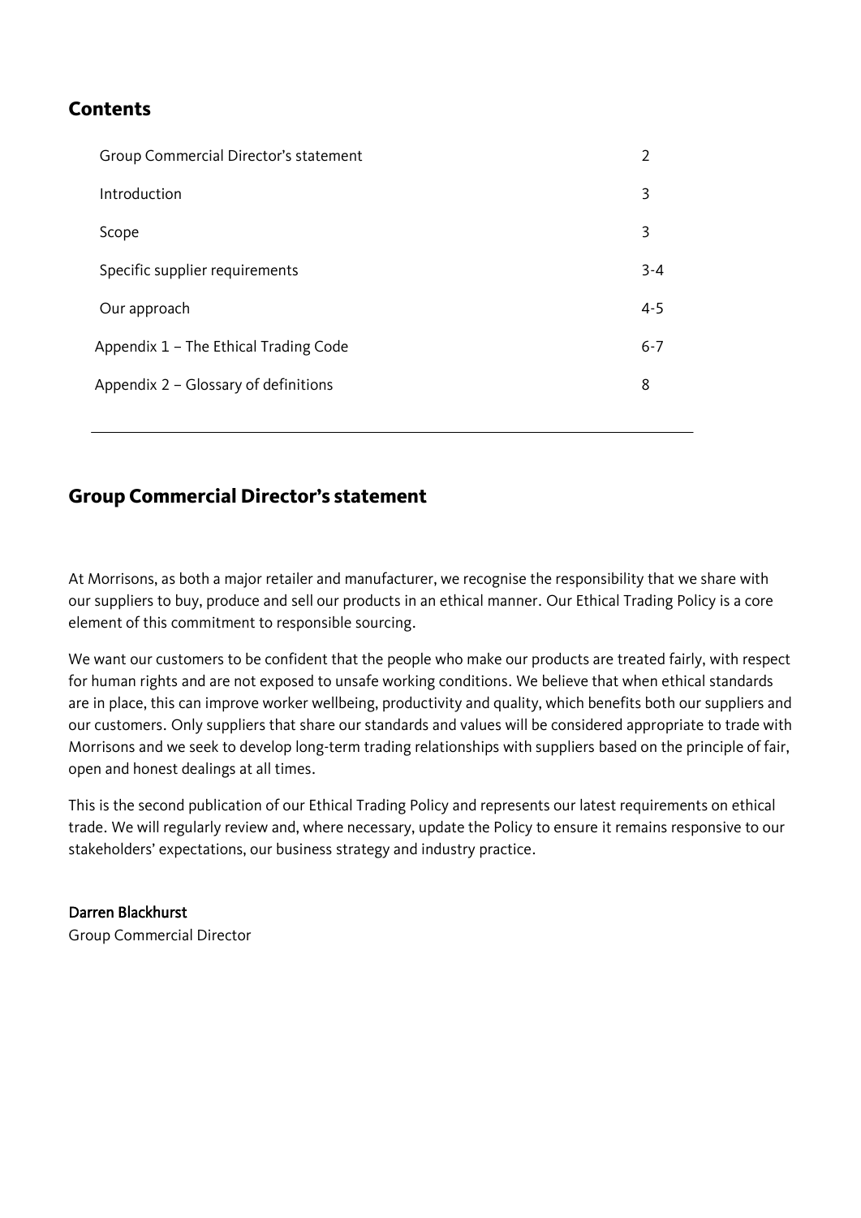## Contents

| | |
|---|---|
| Group Commercial Director's statement | 2 |
| Introduction | 3 |
| Scope | 3 |
| Specific supplier requirements | 3-4 |
| Our approach | 4-5 |
| Appendix 1 – The Ethical Trading Code | 6-7 |
| Appendix 2 – Glossary of definitions | 8 |

---

## Group Commercial Director's statement

At Morrisons, as both a major retailer and manufacturer, we recognise the responsibility that we share with our suppliers to buy, produce and sell our products in an ethical manner. Our Ethical Trading Policy is a core element of this commitment to responsible sourcing.

We want our customers to be confident that the people who make our products are treated fairly, with respect for human rights and are not exposed to unsafe working conditions. We believe that when ethical standards are in place, this can improve worker wellbeing, productivity and quality, which benefits both our suppliers and our customers. Only suppliers that share our standards and values will be considered appropriate to trade with Morrisons and we seek to develop long-term trading relationships with suppliers based on the principle of fair, open and honest dealings at all times.

This is the second publication of our Ethical Trading Policy and represents our latest requirements on ethical trade. We will regularly review and, where necessary, update the Policy to ensure it remains responsive to our stakeholders' expectations, our business strategy and industry practice.

**Darren Blackhurst**
Group Commercial Director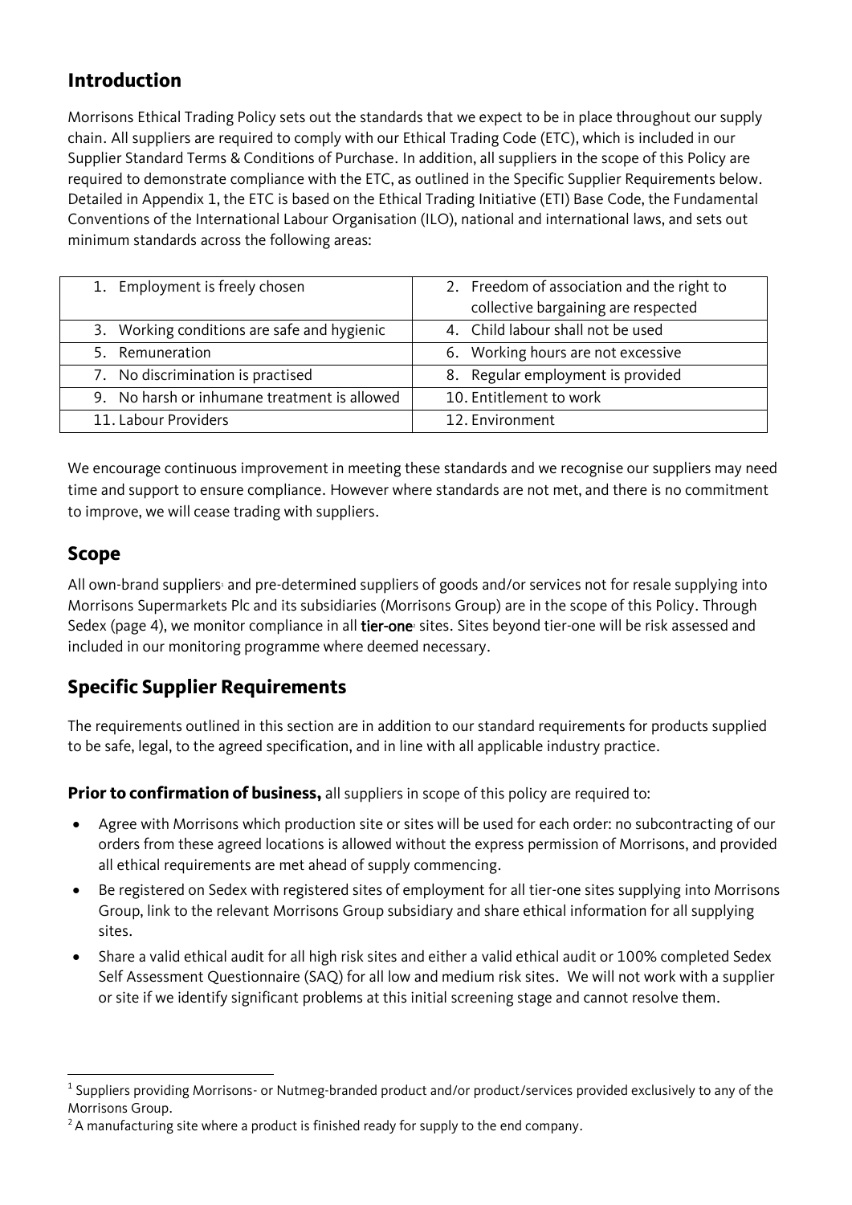## Introduction

Morrisons Ethical Trading Policy sets out the standards that we expect to be in place throughout our supply chain. All suppliers are required to comply with our Ethical Trading Code (ETC), which is included in our Supplier Standard Terms & Conditions of Purchase. In addition, all suppliers in the scope of this Policy are required to demonstrate compliance with the ETC, as outlined in the Specific Supplier Requirements below. Detailed in Appendix 1, the ETC is based on the Ethical Trading Initiative (ETI) Base Code, the Fundamental Conventions of the International Labour Organisation (ILO), national and international laws, and sets out minimum standards across the following areas:

| | |
|---|---|
| 1. Employment is freely chosen | 2. Freedom of association and the right to collective bargaining are respected |
| 3. Working conditions are safe and hygienic | 4. Child labour shall not be used |
| 5. Remuneration | 6. Working hours are not excessive |
| 7. No discrimination is practised | 8. Regular employment is provided |
| 9. No harsh or inhumane treatment is allowed | 10. Entitlement to work |
| 11. Labour Providers | 12. Environment |

We encourage continuous improvement in meeting these standards and we recognise our suppliers may need time and support to ensure compliance. However where standards are not met, and there is no commitment to improve, we will cease trading with suppliers.

## Scope

All own-brand suppliers[1] and pre-determined suppliers of goods and/or services not for resale supplying into Morrisons Supermarkets Plc and its subsidiaries (Morrisons Group) are in the scope of this Policy. Through Sedex (page 4), we monitor compliance in all **tier-one**[2] sites. Sites beyond tier-one will be risk assessed and included in our monitoring programme where deemed necessary.

## Specific Supplier Requirements

The requirements outlined in this section are in addition to our standard requirements for products supplied to be safe, legal, to the agreed specification, and in line with all applicable industry practice.

**Prior to confirmation of business,** all suppliers in scope of this policy are required to:

- Agree with Morrisons which production site or sites will be used for each order: no subcontracting of our orders from these agreed locations is allowed without the express permission of Morrisons, and provided all ethical requirements are met ahead of supply commencing.
- Be registered on Sedex with registered sites of employment for all tier-one sites supplying into Morrisons Group, link to the relevant Morrisons Group subsidiary and share ethical information for all supplying sites.
- Share a valid ethical audit for all high risk sites and either a valid ethical audit or 100% completed Sedex Self Assessment Questionnaire (SAQ) for all low and medium risk sites. We will not work with a supplier or site if we identify significant problems at this initial screening stage and cannot resolve them.

---

[1] Suppliers providing Morrisons- or Nutmeg-branded product and/or product/services provided exclusively to any of the Morrisons Group.

[2] A manufacturing site where a product is finished ready for supply to the end company.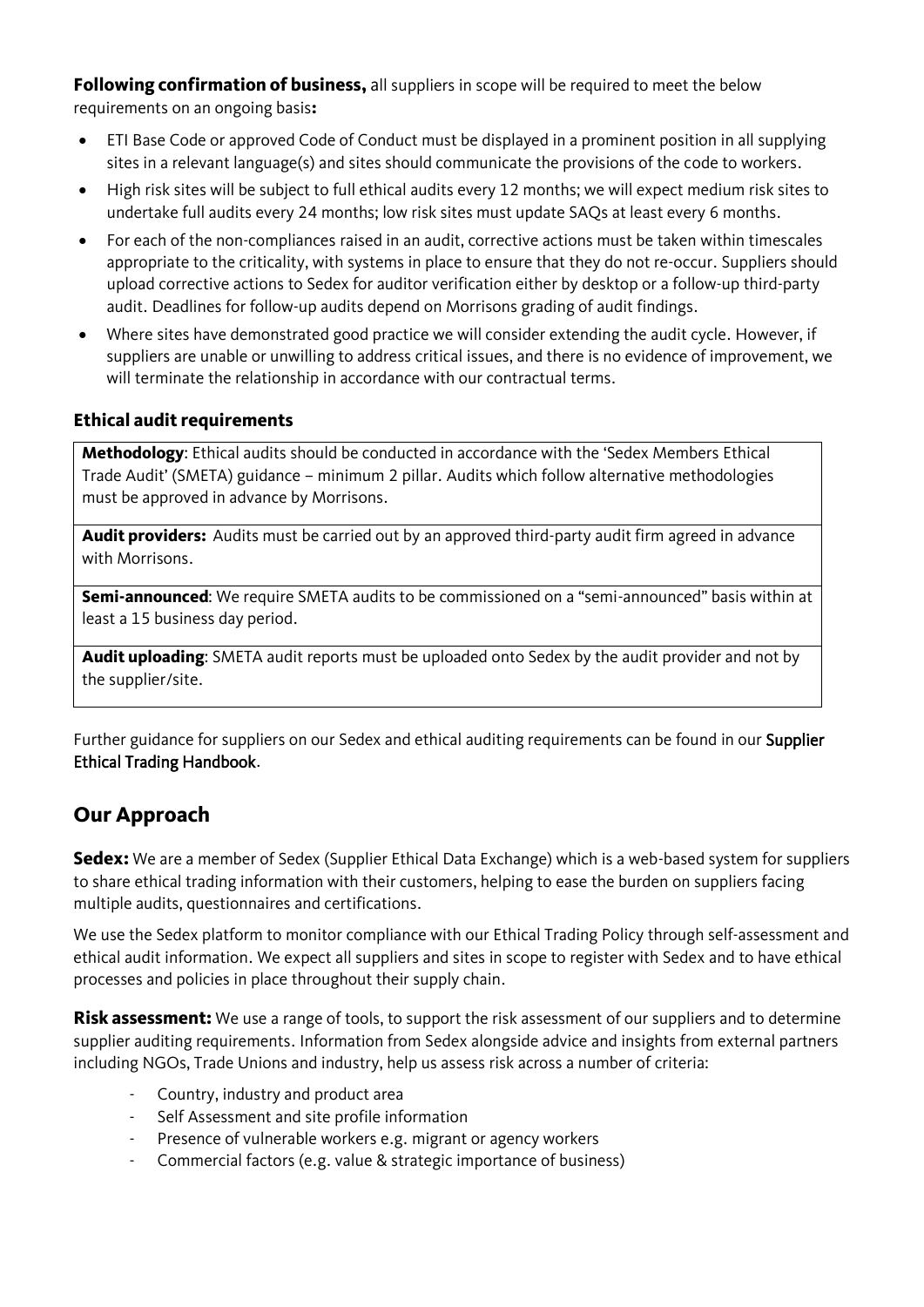**Following confirmation of business,** all suppliers in scope will be required to meet the below requirements on an ongoing basis**:**

- ETI Base Code or approved Code of Conduct must be displayed in a prominent position in all supplying sites in a relevant language(s) and sites should communicate the provisions of the code to workers.
- High risk sites will be subject to full ethical audits every 12 months; we will expect medium risk sites to undertake full audits every 24 months; low risk sites must update SAQs at least every 6 months.
- For each of the non-compliances raised in an audit, corrective actions must be taken within timescales appropriate to the criticality, with systems in place to ensure that they do not re-occur. Suppliers should upload corrective actions to Sedex for auditor verification either by desktop or a follow-up third-party audit. Deadlines for follow-up audits depend on Morrisons grading of audit findings.
- Where sites have demonstrated good practice we will consider extending the audit cycle. However, if suppliers are unable or unwilling to address critical issues, and there is no evidence of improvement, we will terminate the relationship in accordance with our contractual terms.

### Ethical audit requirements

| |
|---|
| **Methodology**: Ethical audits should be conducted in accordance with the 'Sedex Members Ethical Trade Audit' (SMETA) guidance – minimum 2 pillar. Audits which follow alternative methodologies must be approved in advance by Morrisons. |
| **Audit providers:** Audits must be carried out by an approved third-party audit firm agreed in advance with Morrisons. |
| **Semi-announced**: We require SMETA audits to be commissioned on a "semi-announced" basis within at least a 15 business day period. |
| **Audit uploading**: SMETA audit reports must be uploaded onto Sedex by the audit provider and not by the supplier/site. |

Further guidance for suppliers on our Sedex and ethical auditing requirements can be found in our **Supplier Ethical Trading Handbook**.

## Our Approach

**Sedex:** We are a member of Sedex (Supplier Ethical Data Exchange) which is a web-based system for suppliers to share ethical trading information with their customers, helping to ease the burden on suppliers facing multiple audits, questionnaires and certifications.

We use the Sedex platform to monitor compliance with our Ethical Trading Policy through self-assessment and ethical audit information. We expect all suppliers and sites in scope to register with Sedex and to have ethical processes and policies in place throughout their supply chain.

**Risk assessment:** We use a range of tools, to support the risk assessment of our suppliers and to determine supplier auditing requirements. Information from Sedex alongside advice and insights from external partners including NGOs, Trade Unions and industry, help us assess risk across a number of criteria:

- Country, industry and product area
- Self Assessment and site profile information
- Presence of vulnerable workers e.g. migrant or agency workers
- Commercial factors (e.g. value & strategic importance of business)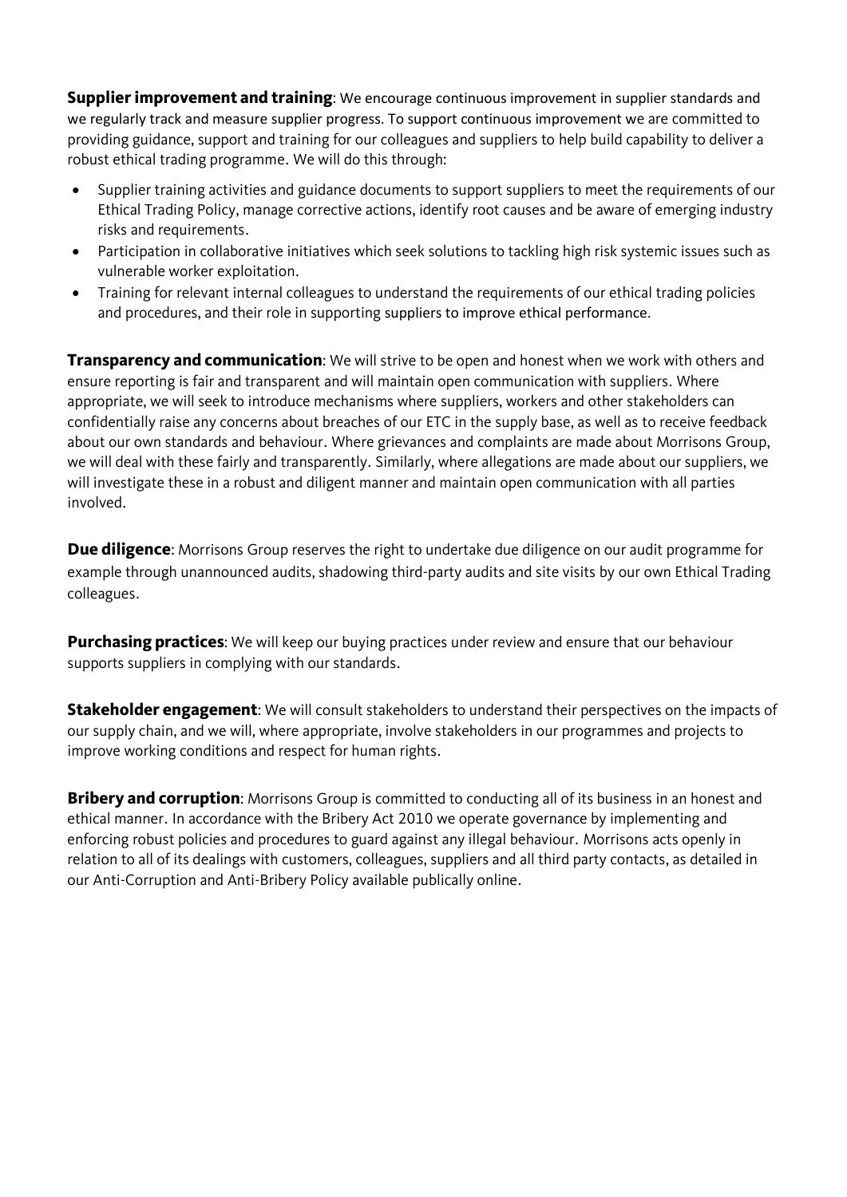**Supplier improvement and training**: We encourage continuous improvement in supplier standards and we regularly track and measure supplier progress. To support continuous improvement we are committed to providing guidance, support and training for our colleagues and suppliers to help build capability to deliver a robust ethical trading programme. We will do this through:

- Supplier training activities and guidance documents to support suppliers to meet the requirements of our Ethical Trading Policy, manage corrective actions, identify root causes and be aware of emerging industry risks and requirements.
- Participation in collaborative initiatives which seek solutions to tackling high risk systemic issues such as vulnerable worker exploitation.
- Training for relevant internal colleagues to understand the requirements of our ethical trading policies and procedures, and their role in supporting suppliers to improve ethical performance.

**Transparency and communication**: We will strive to be open and honest when we work with others and ensure reporting is fair and transparent and will maintain open communication with suppliers. Where appropriate, we will seek to introduce mechanisms where suppliers, workers and other stakeholders can confidentially raise any concerns about breaches of our ETC in the supply base, as well as to receive feedback about our own standards and behaviour. Where grievances and complaints are made about Morrisons Group, we will deal with these fairly and transparently. Similarly, where allegations are made about our suppliers, we will investigate these in a robust and diligent manner and maintain open communication with all parties involved.

**Due diligence**: Morrisons Group reserves the right to undertake due diligence on our audit programme for example through unannounced audits, shadowing third-party audits and site visits by our own Ethical Trading colleagues.

**Purchasing practices**: We will keep our buying practices under review and ensure that our behaviour supports suppliers in complying with our standards.

**Stakeholder engagement**: We will consult stakeholders to understand their perspectives on the impacts of our supply chain, and we will, where appropriate, involve stakeholders in our programmes and projects to improve working conditions and respect for human rights.

**Bribery and corruption**: Morrisons Group is committed to conducting all of its business in an honest and ethical manner. In accordance with the Bribery Act 2010 we operate governance by implementing and enforcing robust policies and procedures to guard against any illegal behaviour. Morrisons acts openly in relation to all of its dealings with customers, colleagues, suppliers and all third party contacts, as detailed in our Anti-Corruption and Anti-Bribery Policy available publically online.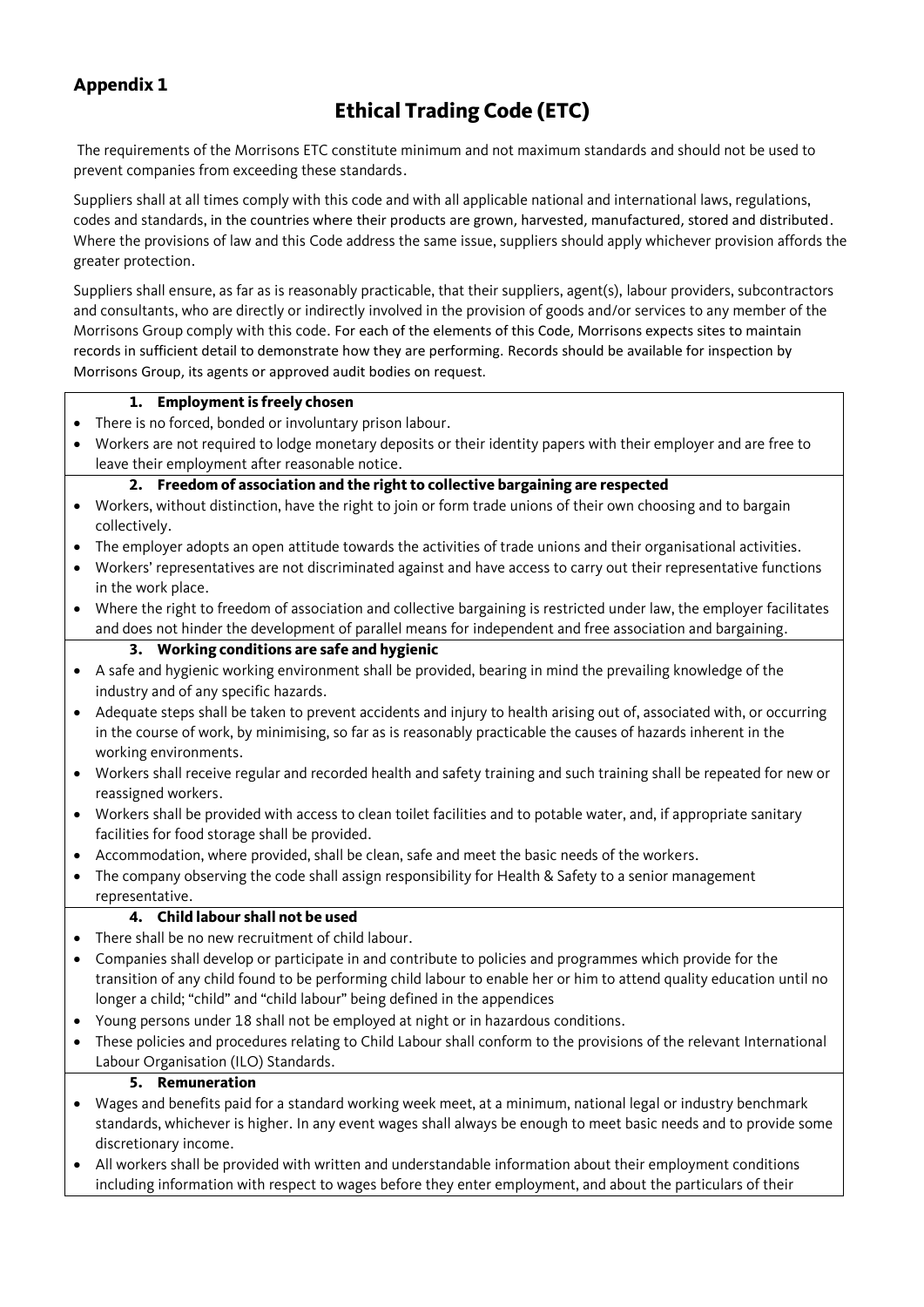## Appendix 1

# Ethical Trading Code (ETC)

The requirements of the Morrisons ETC constitute minimum and not maximum standards and should not be used to prevent companies from exceeding these standards.

Suppliers shall at all times comply with this code and with all applicable national and international laws, regulations, codes and standards, in the countries where their products are grown, harvested, manufactured, stored and distributed. Where the provisions of law and this Code address the same issue, suppliers should apply whichever provision affords the greater protection.

Suppliers shall ensure, as far as is reasonably practicable, that their suppliers, agent(s), labour providers, subcontractors and consultants, who are directly or indirectly involved in the provision of goods and/or services to any member of the Morrisons Group comply with this code. For each of the elements of this Code, Morrisons expects sites to maintain records in sufficient detail to demonstrate how they are performing. Records should be available for inspection by Morrisons Group, its agents or approved audit bodies on request.

### 1. Employment is freely chosen

- There is no forced, bonded or involuntary prison labour.
- Workers are not required to lodge monetary deposits or their identity papers with their employer and are free to leave their employment after reasonable notice.

### 2. Freedom of association and the right to collective bargaining are respected

- Workers, without distinction, have the right to join or form trade unions of their own choosing and to bargain collectively.
- The employer adopts an open attitude towards the activities of trade unions and their organisational activities.
- Workers' representatives are not discriminated against and have access to carry out their representative functions in the work place.
- Where the right to freedom of association and collective bargaining is restricted under law, the employer facilitates and does not hinder the development of parallel means for independent and free association and bargaining.

### 3. Working conditions are safe and hygienic

- A safe and hygienic working environment shall be provided, bearing in mind the prevailing knowledge of the industry and of any specific hazards.
- Adequate steps shall be taken to prevent accidents and injury to health arising out of, associated with, or occurring in the course of work, by minimising, so far as is reasonably practicable the causes of hazards inherent in the working environments.
- Workers shall receive regular and recorded health and safety training and such training shall be repeated for new or reassigned workers.
- Workers shall be provided with access to clean toilet facilities and to potable water, and, if appropriate sanitary facilities for food storage shall be provided.
- Accommodation, where provided, shall be clean, safe and meet the basic needs of the workers.
- The company observing the code shall assign responsibility for Health & Safety to a senior management representative.

### 4. Child labour shall not be used

- There shall be no new recruitment of child labour.
- Companies shall develop or participate in and contribute to policies and programmes which provide for the transition of any child found to be performing child labour to enable her or him to attend quality education until no longer a child; "child" and "child labour" being defined in the appendices
- Young persons under 18 shall not be employed at night or in hazardous conditions.
- These policies and procedures relating to Child Labour shall conform to the provisions of the relevant International Labour Organisation (ILO) Standards.

### 5. Remuneration

- Wages and benefits paid for a standard working week meet, at a minimum, national legal or industry benchmark standards, whichever is higher. In any event wages shall always be enough to meet basic needs and to provide some discretionary income.
- All workers shall be provided with written and understandable information about their employment conditions including information with respect to wages before they enter employment, and about the particulars of their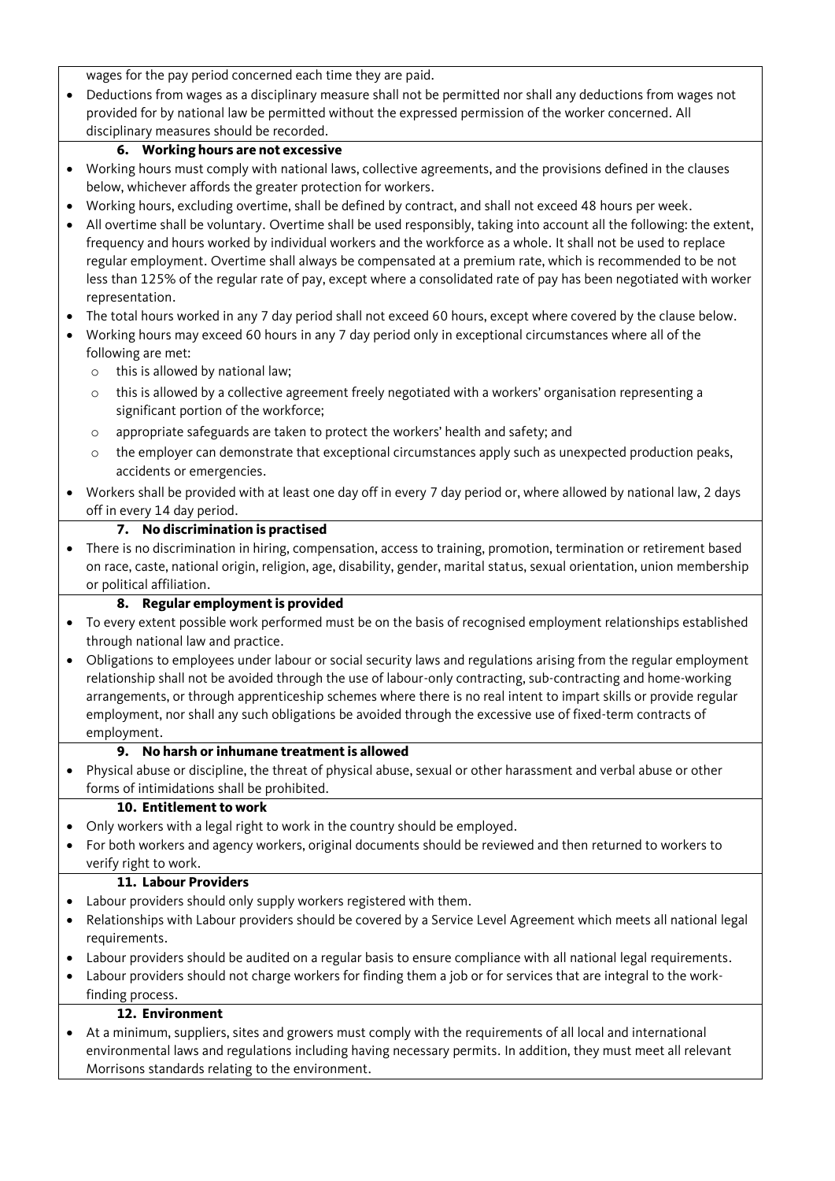wages for the pay period concerned each time they are paid.

- Deductions from wages as a disciplinary measure shall not be permitted nor shall any deductions from wages not provided for by national law be permitted without the expressed permission of the worker concerned. All disciplinary measures should be recorded.

### 6. Working hours are not excessive

- Working hours must comply with national laws, collective agreements, and the provisions defined in the clauses below, whichever affords the greater protection for workers.
- Working hours, excluding overtime, shall be defined by contract, and shall not exceed 48 hours per week.
- All overtime shall be voluntary. Overtime shall be used responsibly, taking into account all the following: the extent, frequency and hours worked by individual workers and the workforce as a whole. It shall not be used to replace regular employment. Overtime shall always be compensated at a premium rate, which is recommended to be not less than 125% of the regular rate of pay, except where a consolidated rate of pay has been negotiated with worker representation.
- The total hours worked in any 7 day period shall not exceed 60 hours, except where covered by the clause below.
- Working hours may exceed 60 hours in any 7 day period only in exceptional circumstances where all of the following are met:
  - this is allowed by national law;
  - this is allowed by a collective agreement freely negotiated with a workers' organisation representing a significant portion of the workforce;
  - appropriate safeguards are taken to protect the workers' health and safety; and
  - the employer can demonstrate that exceptional circumstances apply such as unexpected production peaks, accidents or emergencies.
- Workers shall be provided with at least one day off in every 7 day period or, where allowed by national law, 2 days off in every 14 day period.

### 7. No discrimination is practised

- There is no discrimination in hiring, compensation, access to training, promotion, termination or retirement based on race, caste, national origin, religion, age, disability, gender, marital status, sexual orientation, union membership or political affiliation.

### 8. Regular employment is provided

- To every extent possible work performed must be on the basis of recognised employment relationships established through national law and practice.
- Obligations to employees under labour or social security laws and regulations arising from the regular employment relationship shall not be avoided through the use of labour-only contracting, sub-contracting and home-working arrangements, or through apprenticeship schemes where there is no real intent to impart skills or provide regular employment, nor shall any such obligations be avoided through the excessive use of fixed-term contracts of employment.

### 9. No harsh or inhumane treatment is allowed

- Physical abuse or discipline, the threat of physical abuse, sexual or other harassment and verbal abuse or other forms of intimidations shall be prohibited.

### 10. Entitlement to work

- Only workers with a legal right to work in the country should be employed.
- For both workers and agency workers, original documents should be reviewed and then returned to workers to verify right to work.

### 11. Labour Providers

- Labour providers should only supply workers registered with them.
- Relationships with Labour providers should be covered by a Service Level Agreement which meets all national legal requirements.
- Labour providers should be audited on a regular basis to ensure compliance with all national legal requirements.
- Labour providers should not charge workers for finding them a job or for services that are integral to the work-finding process.

### 12. Environment

- At a minimum, suppliers, sites and growers must comply with the requirements of all local and international environmental laws and regulations including having necessary permits. In addition, they must meet all relevant Morrisons standards relating to the environment.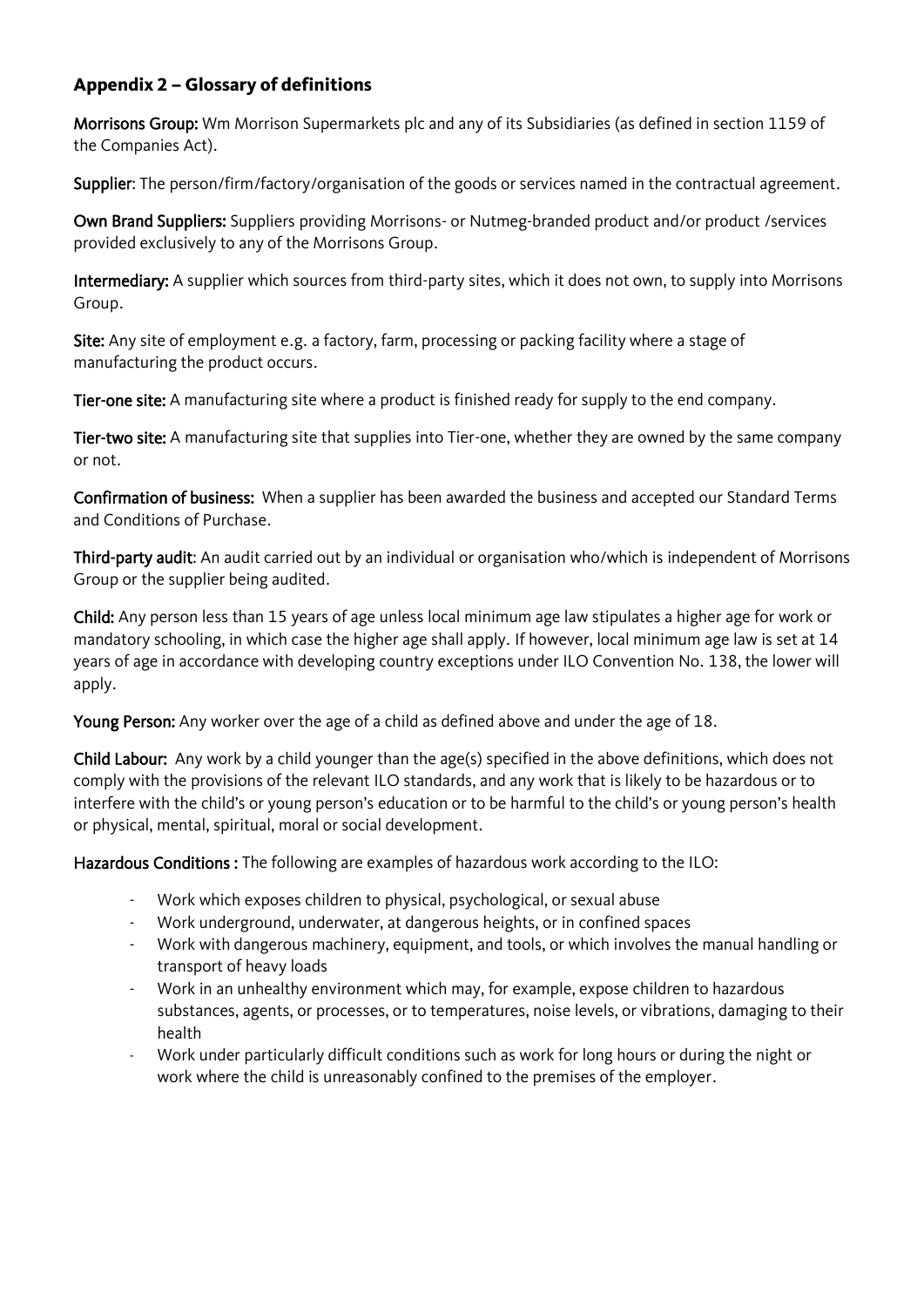## Appendix 2 – Glossary of definitions

**Morrisons Group:** Wm Morrison Supermarkets plc and any of its Subsidiaries (as defined in section 1159 of the Companies Act).

**Supplier**: The person/firm/factory/organisation of the goods or services named in the contractual agreement.

**Own Brand Suppliers:** Suppliers providing Morrisons- or Nutmeg-branded product and/or product /services provided exclusively to any of the Morrisons Group.

**Intermediary:** A supplier which sources from third-party sites, which it does not own, to supply into Morrisons Group.

**Site:** Any site of employment e.g. a factory, farm, processing or packing facility where a stage of manufacturing the product occurs.

**Tier-one site:** A manufacturing site where a product is finished ready for supply to the end company.

**Tier-two site:** A manufacturing site that supplies into Tier-one, whether they are owned by the same company or not.

**Confirmation of business:** When a supplier has been awarded the business and accepted our Standard Terms and Conditions of Purchase.

**Third-party audit**: An audit carried out by an individual or organisation who/which is independent of Morrisons Group or the supplier being audited.

**Child:** Any person less than 15 years of age unless local minimum age law stipulates a higher age for work or mandatory schooling, in which case the higher age shall apply. If however, local minimum age law is set at 14 years of age in accordance with developing country exceptions under ILO Convention No. 138, the lower will apply.

**Young Person:** Any worker over the age of a child as defined above and under the age of 18.

**Child Labour:** Any work by a child younger than the age(s) specified in the above definitions, which does not comply with the provisions of the relevant ILO standards, and any work that is likely to be hazardous or to interfere with the child's or young person's education or to be harmful to the child's or young person's health or physical, mental, spiritual, moral or social development.

**Hazardous Conditions :** The following are examples of hazardous work according to the ILO:

- Work which exposes children to physical, psychological, or sexual abuse
- Work underground, underwater, at dangerous heights, or in confined spaces
- Work with dangerous machinery, equipment, and tools, or which involves the manual handling or transport of heavy loads
- Work in an unhealthy environment which may, for example, expose children to hazardous substances, agents, or processes, or to temperatures, noise levels, or vibrations, damaging to their health
- Work under particularly difficult conditions such as work for long hours or during the night or work where the child is unreasonably confined to the premises of the employer.